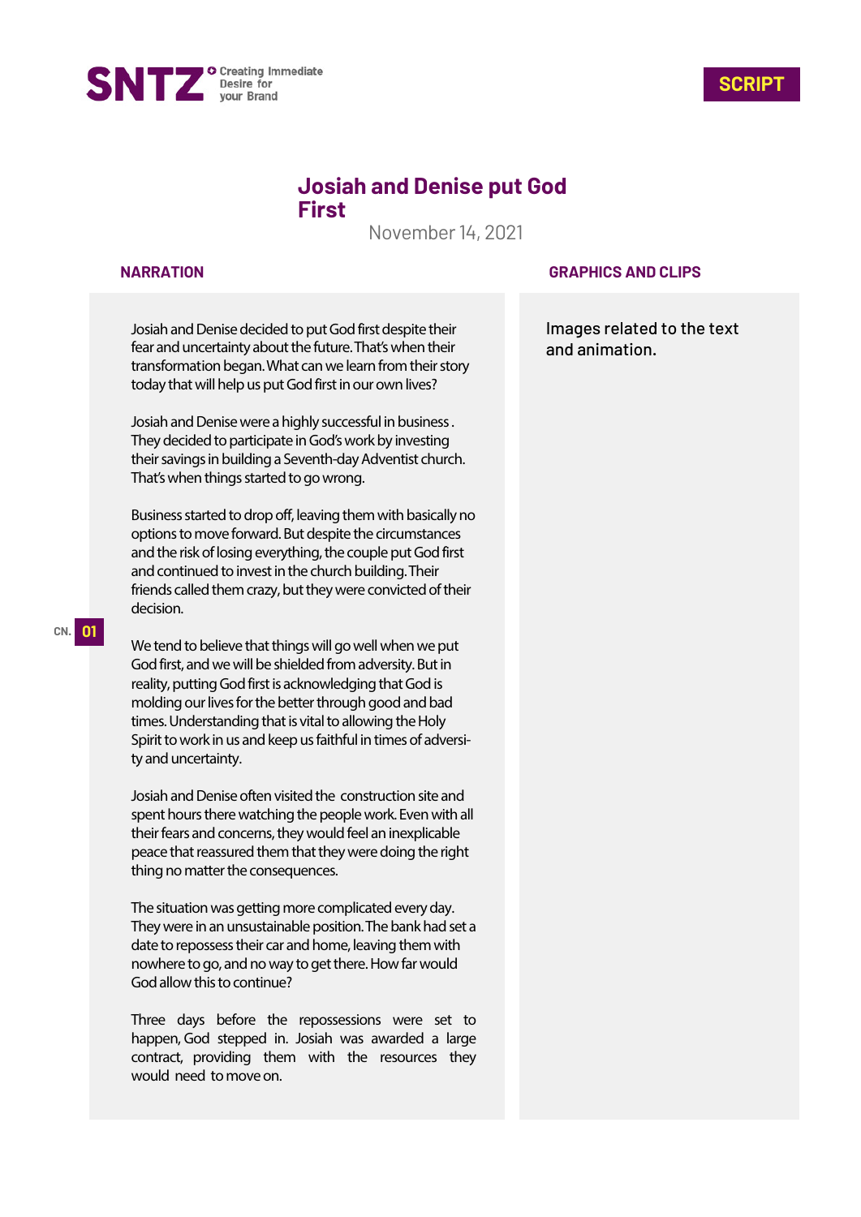SNTZ Creating Immediate Desire for your Brand

**SCRIPT**

# Josiah and Denise put God First

November 14, 2021

| NARRATION | GRAPHICS AND CLIPS |
|---|---|
| Josiah and Denise decided to put God first despite their fear and uncertainty about the future. That's when their transformation began. What can we learn from their story today that will help us put God first in our own lives?<br><br>Josiah and Denise were a highly successful in business . They decided to participate in God's work by investing their savings in building a Seventh-day Adventist church. That's when things started to go wrong.<br><br>Business started to drop off, leaving them with basically no options to move forward. But despite the circumstances and the risk of losing everything, the couple put God first and continued to invest in the church building. Their friends called them crazy, but they were convicted of their decision.<br><br>**CN. 01**<br><br>We tend to believe that things will go well when we put God first, and we will be shielded from adversity. But in reality, putting God first is acknowledging that God is molding our lives for the better through good and bad times. Understanding that is vital to allowing the Holy Spirit to work in us and keep us faithful in times of adversity and uncertainty.<br><br>Josiah and Denise often visited the construction site and spent hours there watching the people work. Even with all their fears and concerns, they would feel an inexplicable peace that reassured them that they were doing the right thing no matter the consequences.<br><br>The situation was getting more complicated every day. They were in an unsustainable position. The bank had set a date to repossess their car and home, leaving them with nowhere to go, and no way to get there. How far would God allow this to continue?<br><br>Three days before the repossessions were set to happen, God stepped in. Josiah was awarded a large contract, providing them with the resources they would need to move on. | Images related to the text and animation. |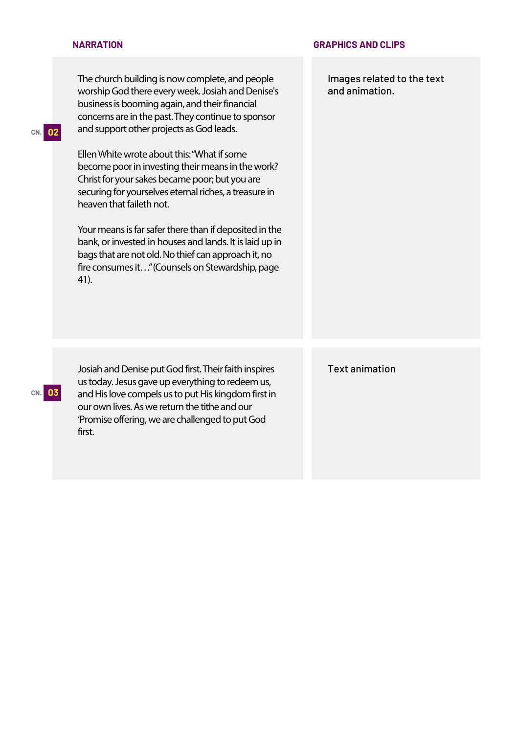| CN. | NARRATION | GRAPHICS AND CLIPS |
| --- | --- | --- |
| 02 | The church building is now complete, and people worship God there every week. Josiah and Denise's business is booming again, and their financial concerns are in the past. They continue to sponsor and support other projects as God leads.<br><br>Ellen White wrote about this: "What if some become poor in investing their means in the work? Christ for your sakes became poor; but you are securing for yourselves eternal riches, a treasure in heaven that faileth not.<br><br>Your means is far safer there than if deposited in the bank, or invested in houses and lands. It is laid up in bags that are not old. No thief can approach it, no fire consumes it…" (Counsels on Stewardship, page 41). | Images related to the text and animation. |
| 03 | Josiah and Denise put God first. Their faith inspires us today. Jesus gave up everything to redeem us, and His love compels us to put His kingdom first in our own lives. As we return the tithe and our 'Promise offering, we are challenged to put God first. | Text animation |